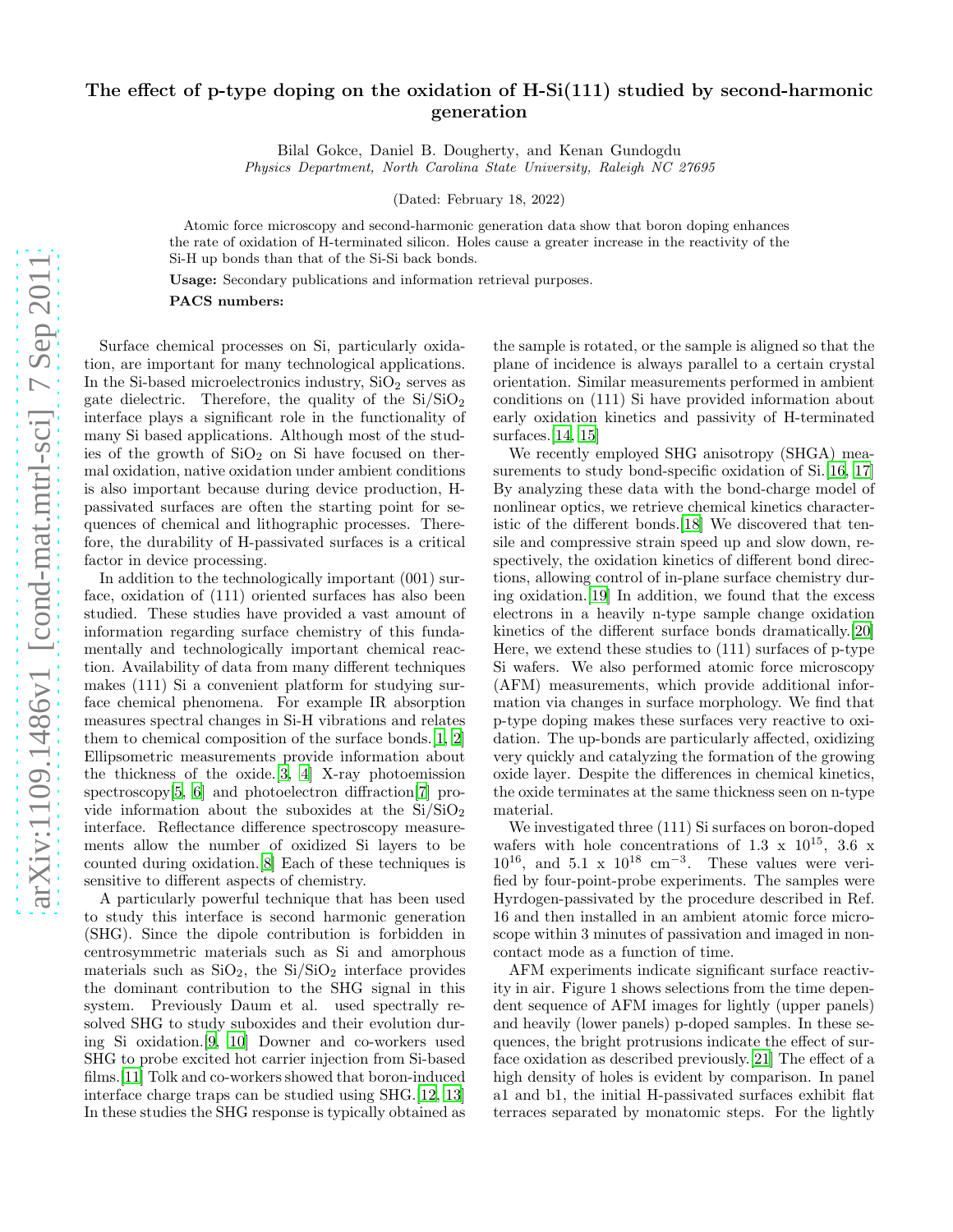# The effect of p-type doping on the oxidation of H-Si(111) studied by second-harmonic generation

Bilal Gokce, Daniel B. Dougherty, and Kenan Gundogdu

*Physics Department, North Carolina State University, Raleigh NC 27695*

(Dated: February 18, 2022)

Atomic force microscopy and second-harmonic generation data show that boron doping enhances the rate of oxidation of H-terminated silicon. Holes cause a greater increase in the reactivity of the Si-H up bonds than that of the Si-Si back bonds.

**Usage:** Secondary publications and information retrieval purposes.

**PACS numbers:**

Surface chemical processes on Si, particularly oxidation, are important for many technological applications. In the Si-based microelectronics industry, $SiO_2$ serves as gate dielectric. Therefore, the quality of the $Si/SiO_2$ interface plays a significant role in the functionality of many Si based applications. Although most of the studies of the growth of $SiO_2$ on Si have focused on thermal oxidation, native oxidation under ambient conditions is also important because during device production, H-passivated surfaces are often the starting point for sequences of chemical and lithographic processes. Therefore, the durability of H-passivated surfaces is a critical factor in device processing.

In addition to the technologically important (001) surface, oxidation of (111) oriented surfaces has also been studied. These studies have provided a vast amount of information regarding surface chemistry of this fundamentally and technologically important chemical reaction. Availability of data from many different techniques makes (111) Si a convenient platform for studying surface chemical phenomena. For example IR absorption measures spectral changes in Si-H vibrations and relates them to chemical composition of the surface bonds.[1, 2] Ellipsometric measurements provide information about the thickness of the oxide.[3, 4] X-ray photoemission spectroscopy[5, 6] and photoelectron diffraction[7] provide information about the suboxides at the $Si/SiO_2$ interface. Reflectance difference spectroscopy measurements allow the number of oxidized Si layers to be counted during oxidation.[8] Each of these techniques is sensitive to different aspects of chemistry.

A particularly powerful technique that has been used to study this interface is second harmonic generation (SHG). Since the dipole contribution is forbidden in centrosymmetric materials such as Si and amorphous materials such as $SiO_2$, the $Si/SiO_2$ interface provides the dominant contribution to the SHG signal in this system. Previously Daum et al. used spectrally resolved SHG to study suboxides and their evolution during Si oxidation.[9, 10] Downer and co-workers used SHG to probe excited hot carrier injection from Si-based films.[11] Tolk and co-workers showed that boron-induced interface charge traps can be studied using SHG.[12, 13] In these studies the SHG response is typically obtained as the sample is rotated, or the sample is aligned so that the plane of incidence is always parallel to a certain crystal orientation. Similar measurements performed in ambient conditions on (111) Si have provided information about early oxidation kinetics and passivity of H-terminated surfaces.[14, 15]

We recently employed SHG anisotropy (SHGA) measurements to study bond-specific oxidation of Si.[16, 17] By analyzing these data with the bond-charge model of nonlinear optics, we retrieve chemical kinetics characteristic of the different bonds.[18] We discovered that tensile and compressive strain speed up and slow down, respectively, the oxidation kinetics of different bond directions, allowing control of in-plane surface chemistry during oxidation.[19] In addition, we found that the excess electrons in a heavily n-type sample change oxidation kinetics of the different surface bonds dramatically.[20] Here, we extend these studies to (111) surfaces of p-type Si wafers. We also performed atomic force microscopy (AFM) measurements, which provide additional information via changes in surface morphology. We find that p-type doping makes these surfaces very reactive to oxidation. The up-bonds are particularly affected, oxidizing very quickly and catalyzing the formation of the growing oxide layer. Despite the differences in chemical kinetics, the oxide terminates at the same thickness seen on n-type material.

We investigated three (111) Si surfaces on boron-doped wafers with hole concentrations of 1.3 x $10^{15}$, 3.6 x $10^{16}$, and 5.1 x $10^{18}$ $cm^{-3}$. These values were verified by four-point-probe experiments. The samples were Hyrdogen-passivated by the procedure described in Ref. 16 and then installed in an ambient atomic force microscope within 3 minutes of passivation and imaged in non-contact mode as a function of time.

AFM experiments indicate significant surface reactivity in air. Figure 1 shows selections from the time dependent sequence of AFM images for lightly (upper panels) and heavily (lower panels) p-doped samples. In these sequences, the bright protrusions indicate the effect of surface oxidation as described previously.[21] The effect of a high density of holes is evident by comparison. In panel a1 and b1, the initial H-passivated surfaces exhibit flat terraces separated by monatomic steps. For the lightly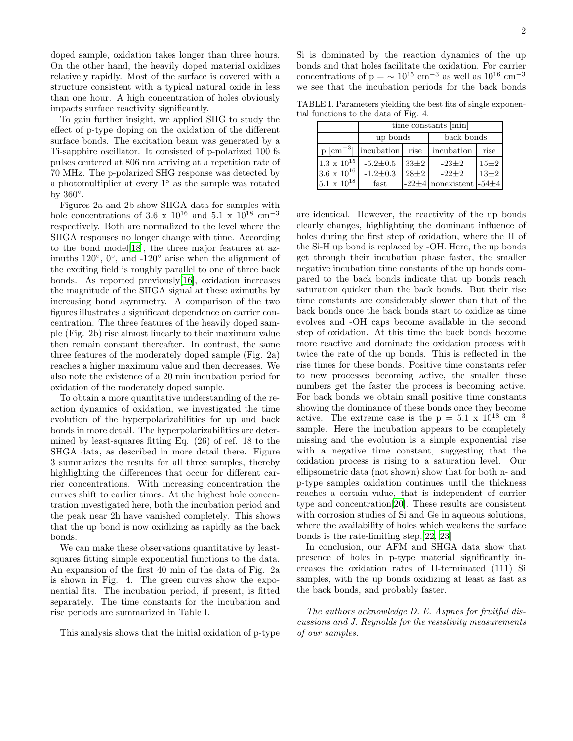doped sample, oxidation takes longer than three hours. On the other hand, the heavily doped material oxidizes relatively rapidly. Most of the surface is covered with a structure consistent with a typical natural oxide in less than one hour. A high concentration of holes obviously impacts surface reactivity significantly.

To gain further insight, we applied SHG to study the effect of p-type doping on the oxidation of the different surface bonds. The excitation beam was generated by a Ti-sapphire oscillator. It consisted of p-polarized 100 fs pulses centered at 806 nm arriving at a repetition rate of 70 MHz. The p-polarized SHG response was detected by a photomultiplier at every 1° as the sample was rotated by 360°.

Figures 2a and 2b show SHGA data for samples with hole concentrations of 3.6 x $10^{16}$ and 5.1 x $10^{18}$ $cm^{-3}$ respectively. Both are normalized to the level where the SHGA responses no longer change with time. According to the bond model[18], the three major features at azimuths 120°, 0°, and -120° arise when the alignment of the exciting field is roughly parallel to one of three back bonds. As reported previously[16], oxidation increases the magnitude of the SHGA signal at these azimuths by increasing bond asymmetry. A comparison of the two figures illustrates a significant dependence on carrier concentration. The three features of the heavily doped sample (Fig. 2b) rise almost linearly to their maximum value then remain constant thereafter. In contrast, the same three features of the moderately doped sample (Fig. 2a) reaches a higher maximum value and then decreases. We also note the existence of a 20 min incubation period for oxidation of the moderately doped sample.

To obtain a more quantitative understanding of the reaction dynamics of oxidation, we investigated the time evolution of the hyperpolarizabilities for up and back bonds in more detail. The hyperpolarizabilities are determined by least-squares fitting Eq. (26) of ref. 18 to the SHGA data, as described in more detail there. Figure 3 summarizes the results for all three samples, thereby highlighting the differences that occur for different carrier concentrations. With increasing concentration the curves shift to earlier times. At the highest hole concentration investigated here, both the incubation period and the peak near 2h have vanished completely. This shows that the up bond is now oxidizing as rapidly as the back bonds.

We can make these observations quantitative by least-squares fitting simple exponential functions to the data. An expansion of the first 40 min of the data of Fig. 2a is shown in Fig. 4. The green curves show the exponential fits. The incubation period, if present, is fitted separately. The time constants for the incubation and rise periods are summarized in Table I.

This analysis shows that the initial oxidation of p-type Si is dominated by the reaction dynamics of the up bonds and that holes facilitate the oxidation. For carrier concentrations of p = ∼ $10^{15}$ $cm^{-3}$ as well as $10^{16}$ $cm^{-3}$ we see that the incubation periods for the back bonds are identical. However, the reactivity of the up bonds clearly changes, highlighting the dominant influence of holes during the first step of oxidation, where the H of the Si-H up bond is replaced by -OH. Here, the up bonds get through their incubation phase faster, the smaller negative incubation time constants of the up bonds compared to the back bonds indicate that up bonds reach saturation quicker than the back bonds. But their rise time constants are considerably slower than that of the back bonds once the back bonds start to oxidize as time evolves and -OH caps become available in the second step of oxidation. At this time the back bonds become more reactive and dominate the oxidation process with twice the rate of the up bonds. This is reflected in the rise times for these bonds. Positive time constants refer to new processes becoming active, the smaller these numbers get the faster the process is becoming active. For back bonds we obtain small positive time constants showing the dominance of these bonds once they become active. The extreme case is the p = 5.1 x $10^{18}$ $cm^{-3}$ sample. Here the incubation appears to be completely missing and the evolution is a simple exponential rise with a negative time constant, suggesting that the oxidation process is rising to a saturation level. Our ellipsometric data (not shown) show that for both n- and p-type samples oxidation continues until the thickness reaches a certain value, that is independent of carrier type and concentration[20]. These results are consistent with corrosion studies of Si and Ge in aqueous solutions, where the availability of holes which weakens the surface bonds is the rate-limiting step.[22, 23]

TABLE I. Parameters yielding the best fits of single exponential functions to the data of Fig. 4.

| | time constants [min] | | | |
|---|---|---|---|---|
| | up bonds | | back bonds | |
| p [$cm^{-3}$] | incubation | rise | incubation | rise |
| 1.3 x $10^{15}$ | -5.2±0.5 | 33±2 | -23±2 | 15±2 |
| 3.6 x $10^{16}$ | -1.2±0.3 | 28±2 | -22±2 | 13±2 |
| 5.1 x $10^{18}$ | fast | -22±4 | nonexistent | -54±4 |

In conclusion, our AFM and SHGA data show that presence of holes in p-type material significantly increases the oxidation rates of H-terminated (111) Si samples, with the up bonds oxidizing at least as fast as the back bonds, and probably faster.

*The authors acknowledge D. E. Aspnes for fruitful discussions and J. Reynolds for the resistivity measurements of our samples.*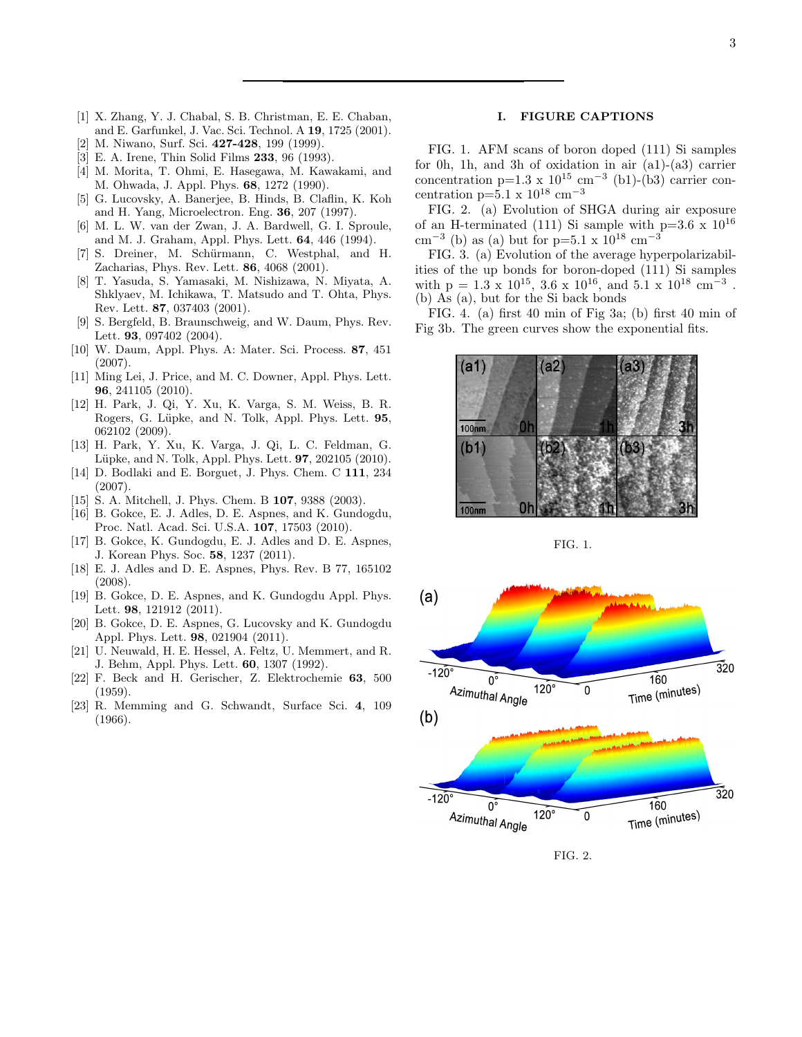[1] X. Zhang, Y. J. Chabal, S. B. Christman, E. E. Chaban, and E. Garfunkel, J. Vac. Sci. Technol. A **19**, 1725 (2001).

[2] M. Niwano, Surf. Sci. **427-428**, 199 (1999).

[3] E. A. Irene, Thin Solid Films **233**, 96 (1993).

[4] M. Morita, T. Ohmi, E. Hasegawa, M. Kawakami, and M. Ohwada, J. Appl. Phys. **68**, 1272 (1990).

[5] G. Lucovsky, A. Banerjee, B. Hinds, B. Claflin, K. Koh and H. Yang, Microelectron. Eng. **36**, 207 (1997).

[6] M. L. W. van der Zwan, J. A. Bardwell, G. I. Sproule, and M. J. Graham, Appl. Phys. Lett. **64**, 446 (1994).

[7] S. Dreiner, M. Schürmann, C. Westphal, and H. Zacharias, Phys. Rev. Lett. **86**, 4068 (2001).

[8] T. Yasuda, S. Yamasaki, M. Nishizawa, N. Miyata, A. Shklyaev, M. Ichikawa, T. Matsudo and T. Ohta, Phys. Rev. Lett. **87**, 037403 (2001).

[9] S. Bergfeld, B. Braunschweig, and W. Daum, Phys. Rev. Lett. **93**, 097402 (2004).

[10] W. Daum, Appl. Phys. A: Mater. Sci. Process. **87**, 451 (2007).

[11] Ming Lei, J. Price, and M. C. Downer, Appl. Phys. Lett. **96**, 241105 (2010).

[12] H. Park, J. Qi, Y. Xu, K. Varga, S. M. Weiss, B. R. Rogers, G. Lüpke, and N. Tolk, Appl. Phys. Lett. **95**, 062102 (2009).

[13] H. Park, Y. Xu, K. Varga, J. Qi, L. C. Feldman, G. Lüpke, and N. Tolk, Appl. Phys. Lett. **97**, 202105 (2010).

[14] D. Bodlaki and E. Borguet, J. Phys. Chem. C **111**, 234 (2007).

[15] S. A. Mitchell, J. Phys. Chem. B **107**, 9388 (2003).

[16] B. Gokce, E. J. Adles, D. E. Aspnes, and K. Gundogdu, Proc. Natl. Acad. Sci. U.S.A. **107**, 17503 (2010).

[17] B. Gokce, K. Gundogdu, E. J. Adles and D. E. Aspnes, J. Korean Phys. Soc. **58**, 1237 (2011).

[18] E. J. Adles and D. E. Aspnes, Phys. Rev. B 77, 165102 (2008).

[19] B. Gokce, D. E. Aspnes, and K. Gundogdu Appl. Phys. Lett. **98**, 121912 (2011).

[20] B. Gokce, D. E. Aspnes, G. Lucovsky and K. Gundogdu Appl. Phys. Lett. **98**, 021904 (2011).

[21] U. Neuwald, H. E. Hessel, A. Feltz, U. Memmert, and R. J. Behm, Appl. Phys. Lett. **60**, 1307 (1992).

[22] F. Beck and H. Gerischer, Z. Elektrochemie **63**, 500 (1959).

[23] R. Memming and G. Schwandt, Surface Sci. **4**, 109 (1966).

## I. FIGURE CAPTIONS

FIG. 1. AFM scans of boron doped (111) Si samples for 0h, 1h, and 3h of oxidation in air (a1)-(a3) carrier concentration p=1.3 x $10^{15}$ $cm^{-3}$ (b1)-(b3) carrier concentration p=5.1 x $10^{18}$ $cm^{-3}$

FIG. 2. (a) Evolution of SHGA during air exposure of an H-terminated (111) Si sample with p=3.6 x $10^{16}$ $cm^{-3}$ (b) as (a) but for p=5.1 x $10^{18}$ $cm^{-3}$

FIG. 3. (a) Evolution of the average hyperpolarizabilities of the up bonds for boron-doped (111) Si samples with p = 1.3 x $10^{15}$, 3.6 x $10^{16}$, and 5.1 x $10^{18}$ $cm^{-3}$ . (b) As (a), but for the Si back bonds

FIG. 4. (a) first 40 min of Fig 3a; (b) first 40 min of Fig 3b. The green curves show the exponential fits.

FIG. 1.

FIG. 2.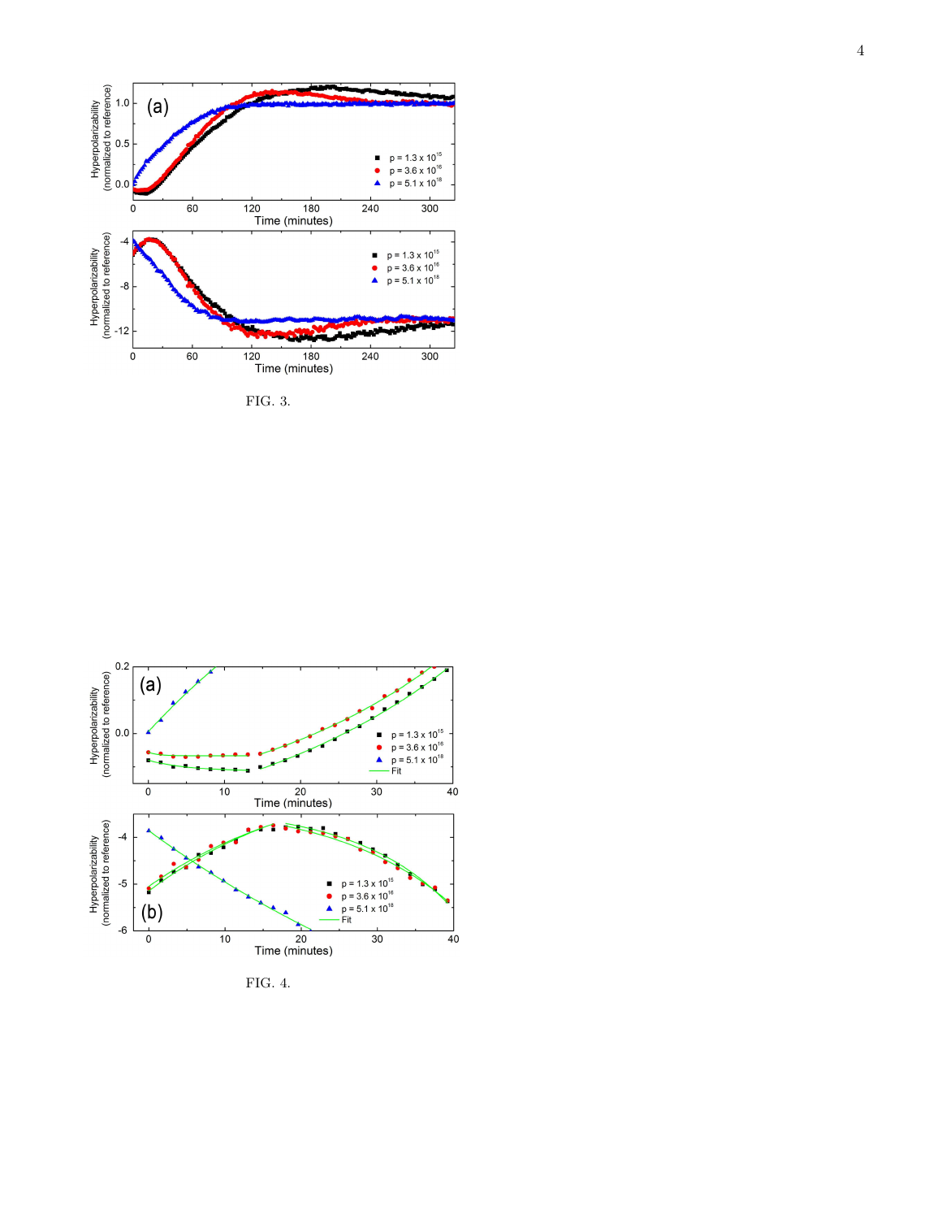(a)

Hyperpolarizability (normalized to reference)

1.0

0.5

0.0

0 60 120 180 240 300

Time (minutes)

$p = 1.3 \times 10^{15}$

$p = 3.6 \times 10^{16}$

$p = 5.1 \times 10^{18}$

Hyperpolarizability (normalized to reference)

-4

-8

-12

0 60 120 180 240 300

Time (minutes)

$p = 1.3 \times 10^{15}$

$p = 3.6 \times 10^{16}$

$p = 5.1 \times 10^{18}$

FIG. 3.

(a)

Hyperpolarizability (normalized to reference)

0.2

0.0

0 10 20 30 40

Time (minutes)

$p = 1.3 \times 10^{15}$

$p = 3.6 \times 10^{16}$

$p = 5.1 \times 10^{18}$

Fit

(b)

Hyperpolarizability (normalized to reference)

-4

-5

-6

0 10 20 30 40

Time (minutes)

$p = 1.3 \times 10^{15}$

$p = 3.6 \times 10^{16}$

$p = 5.1 \times 10^{18}$

Fit

FIG. 4.